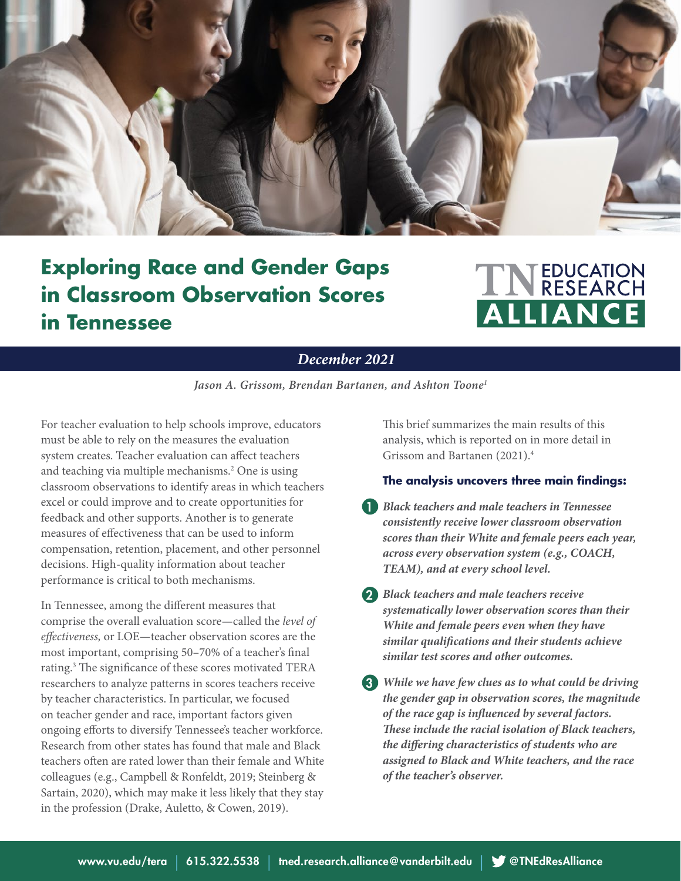# Exploring Race and Gender Gaps in Classroom Observation Scores in Tennessee

TN EDUCATION RESEARCH ALLIANCE

***December 2021***

***Jason A. Grissom, Brendan Bartanen, and Ashton Toone[1]***

For teacher evaluation to help schools improve, educators must be able to rely on the measures the evaluation system creates. Teacher evaluation can affect teachers and teaching via multiple mechanisms.[2] One is using classroom observations to identify areas in which teachers excel or could improve and to create opportunities for feedback and other supports. Another is to generate measures of effectiveness that can be used to inform compensation, retention, placement, and other personnel decisions. High-quality information about teacher performance is critical to both mechanisms.

In Tennessee, among the different measures that comprise the overall evaluation score—called the *level of effectiveness,* or LOE—teacher observation scores are the most important, comprising 50–70% of a teacher's final rating.[3] The significance of these scores motivated TERA researchers to analyze patterns in scores teachers receive by teacher characteristics. In particular, we focused on teacher gender and race, important factors given ongoing efforts to diversify Tennessee's teacher workforce. Research from other states has found that male and Black teachers often are rated lower than their female and White colleagues (e.g., Campbell & Ronfeldt, 2019; Steinberg & Sartain, 2020), which may make it less likely that they stay in the profession (Drake, Auletto, & Cowen, 2019).

This brief summarizes the main results of this analysis, which is reported on in more detail in Grissom and Bartanen (2021).[4]

**The analysis uncovers three main findings:**

1. ***Black teachers and male teachers in Tennessee consistently receive lower classroom observation scores than their White and female peers each year, across every observation system (e.g., COACH, TEAM), and at every school level.***

2. ***Black teachers and male teachers receive systematically lower observation scores than their White and female peers even when they have similar qualifications and their students achieve similar test scores and other outcomes.***

3. ***While we have few clues as to what could be driving the gender gap in observation scores, the magnitude of the race gap is influenced by several factors. These include the racial isolation of Black teachers, the differing characteristics of students who are assigned to Black and White teachers, and the race of the teacher's observer.***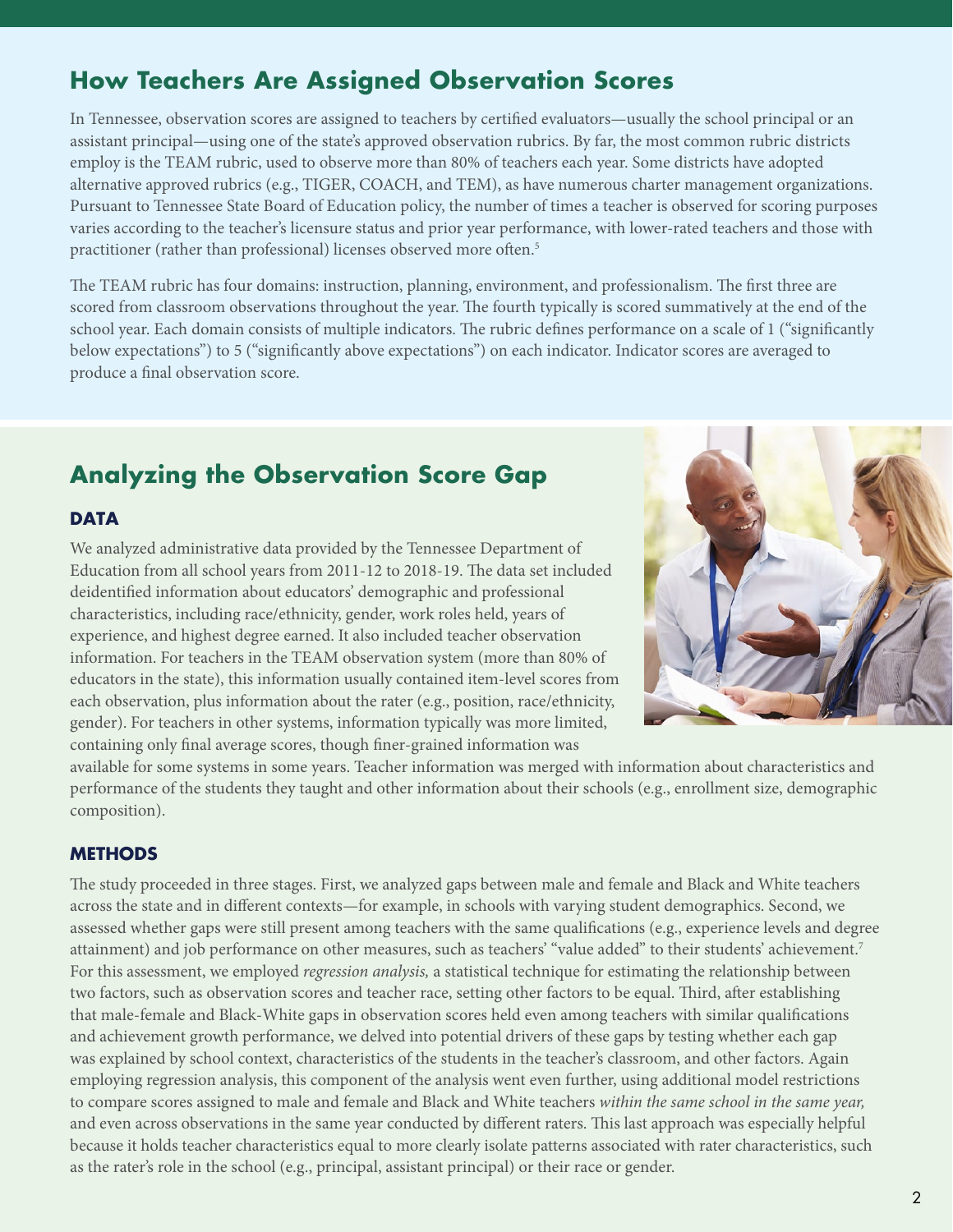## How Teachers Are Assigned Observation Scores

In Tennessee, observation scores are assigned to teachers by certified evaluators—usually the school principal or an assistant principal—using one of the state's approved observation rubrics. By far, the most common rubric districts employ is the TEAM rubric, used to observe more than 80% of teachers each year. Some districts have adopted alternative approved rubrics (e.g., TIGER, COACH, and TEM), as have numerous charter management organizations. Pursuant to Tennessee State Board of Education policy, the number of times a teacher is observed for scoring purposes varies according to the teacher's licensure status and prior year performance, with lower-rated teachers and those with practitioner (rather than professional) licenses observed more often.[5]

The TEAM rubric has four domains: instruction, planning, environment, and professionalism. The first three are scored from classroom observations throughout the year. The fourth typically is scored summatively at the end of the school year. Each domain consists of multiple indicators. The rubric defines performance on a scale of 1 ("significantly below expectations") to 5 ("significantly above expectations") on each indicator. Indicator scores are averaged to produce a final observation score.

## Analyzing the Observation Score Gap

### DATA

We analyzed administrative data provided by the Tennessee Department of Education from all school years from 2011-12 to 2018-19. The data set included deidentified information about educators' demographic and professional characteristics, including race/ethnicity, gender, work roles held, years of experience, and highest degree earned. It also included teacher observation information. For teachers in the TEAM observation system (more than 80% of educators in the state), this information usually contained item-level scores from each observation, plus information about the rater (e.g., position, race/ethnicity, gender). For teachers in other systems, information typically was more limited, containing only final average scores, though finer-grained information was available for some systems in some years. Teacher information was merged with information about characteristics and performance of the students they taught and other information about their schools (e.g., enrollment size, demographic composition).

### METHODS

The study proceeded in three stages. First, we analyzed gaps between male and female and Black and White teachers across the state and in different contexts—for example, in schools with varying student demographics. Second, we assessed whether gaps were still present among teachers with the same qualifications (e.g., experience levels and degree attainment) and job performance on other measures, such as teachers' "value added" to their students' achievement.[7] For this assessment, we employed *regression analysis,* a statistical technique for estimating the relationship between two factors, such as observation scores and teacher race, setting other factors to be equal. Third, after establishing that male-female and Black-White gaps in observation scores held even among teachers with similar qualifications and achievement growth performance, we delved into potential drivers of these gaps by testing whether each gap was explained by school context, characteristics of the students in the teacher's classroom, and other factors. Again employing regression analysis, this component of the analysis went even further, using additional model restrictions to compare scores assigned to male and female and Black and White teachers *within the same school in the same year,* and even across observations in the same year conducted by different raters. This last approach was especially helpful because it holds teacher characteristics equal to more clearly isolate patterns associated with rater characteristics, such as the rater's role in the school (e.g., principal, assistant principal) or their race or gender.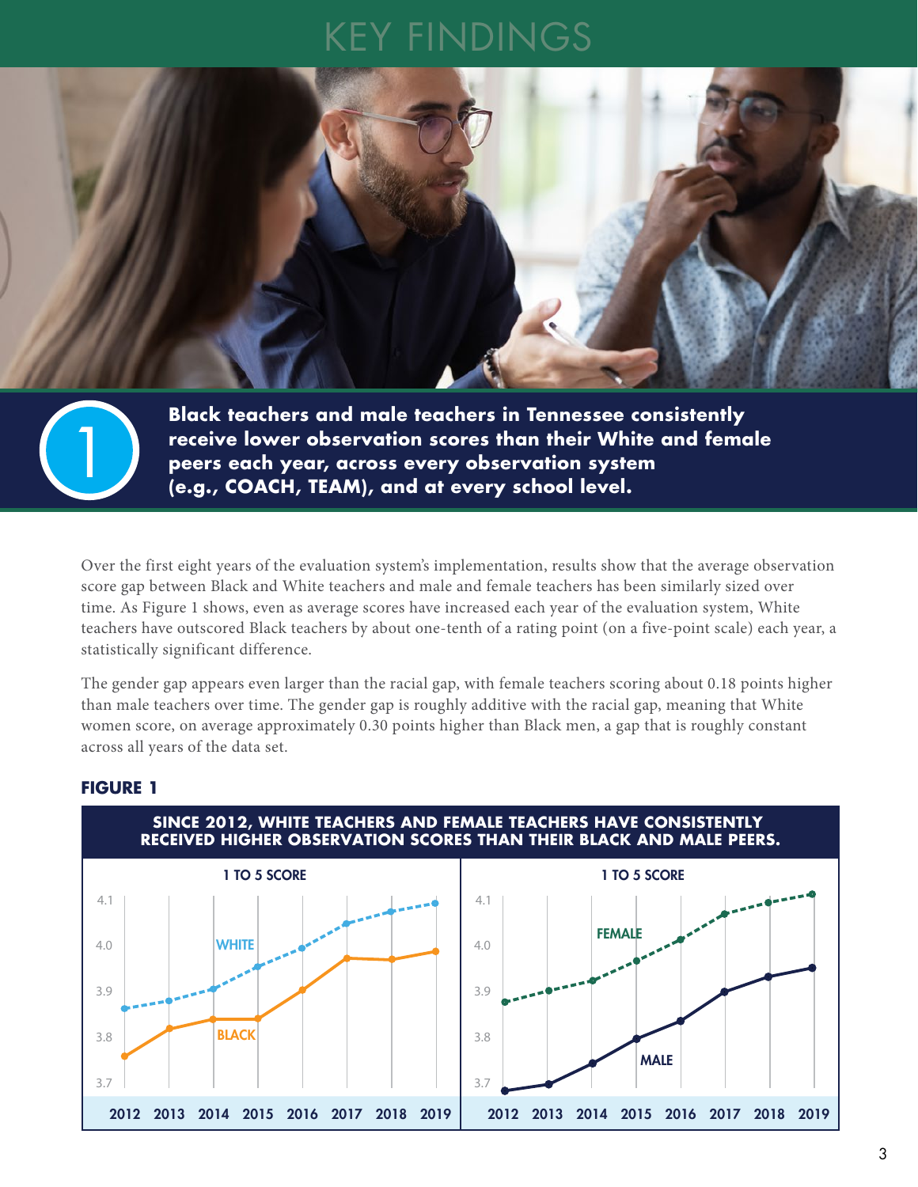# KEY FINDINGS

## 1

**Black teachers and male teachers in Tennessee consistently receive lower observation scores than their White and female peers each year, across every observation system (e.g., COACH, TEAM), and at every school level.**

Over the first eight years of the evaluation system's implementation, results show that the average observation score gap between Black and White teachers and male and female teachers has been similarly sized over time. As Figure 1 shows, even as average scores have increased each year of the evaluation system, White teachers have outscored Black teachers by about one-tenth of a rating point (on a five-point scale) each year, a statistically significant difference.

The gender gap appears even larger than the racial gap, with female teachers scoring about 0.18 points higher than male teachers over time. The gender gap is roughly additive with the racial gap, meaning that White women score, on average approximately 0.30 points higher than Black men, a gap that is roughly constant across all years of the data set.

**FIGURE 1**

**SINCE 2012, WHITE TEACHERS AND FEMALE TEACHERS HAVE CONSISTENTLY RECEIVED HIGHER OBSERVATION SCORES THAN THEIR BLACK AND MALE PEERS.**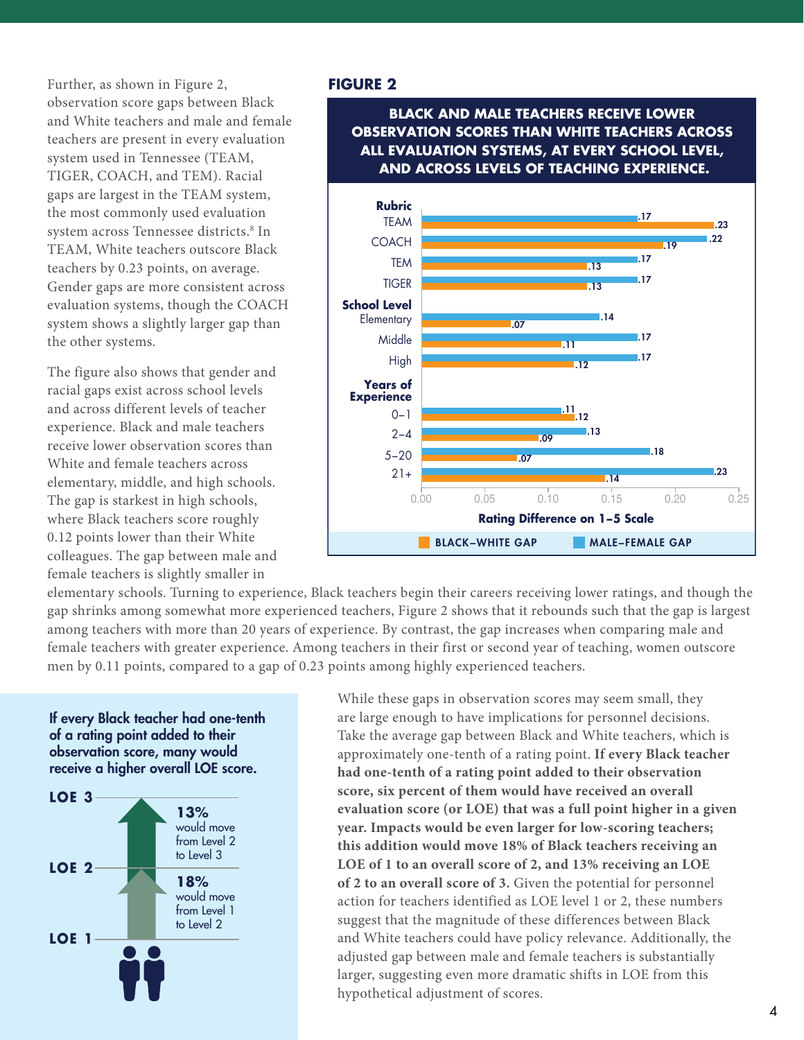Further, as shown in Figure 2, observation score gaps between Black and White teachers and male and female teachers are present in every evaluation system used in Tennessee (TEAM, TIGER, COACH, and TEM). Racial gaps are largest in the TEAM system, the most commonly used evaluation system across Tennessee districts.[8] In TEAM, White teachers outscore Black teachers by 0.23 points, on average. Gender gaps are more consistent across evaluation systems, though the COACH system shows a slightly larger gap than the other systems.

The figure also shows that gender and racial gaps exist across school levels and across different levels of teacher experience. Black and male teachers receive lower observation scores than White and female teachers across elementary, middle, and high schools. The gap is starkest in high schools, where Black teachers score roughly 0.12 points lower than their White colleagues. The gap between male and female teachers is slightly smaller in elementary schools. Turning to experience, Black teachers begin their careers receiving lower ratings, and though the gap shrinks among somewhat more experienced teachers, Figure 2 shows that it rebounds such that the gap is largest among teachers with more than 20 years of experience. By contrast, the gap increases when comparing male and female teachers with greater experience. Among teachers in their first or second year of teaching, women outscore men by 0.11 points, compared to a gap of 0.23 points among highly experienced teachers.

**FIGURE 2**

**BLACK AND MALE TEACHERS RECEIVE LOWER OBSERVATION SCORES THAN WHITE TEACHERS ACROSS ALL EVALUATION SYSTEMS, AT EVERY SCHOOL LEVEL, AND ACROSS LEVELS OF TEACHING EXPERIENCE.**

Rating Difference on 1–5 Scale

| | Black–White Gap | Male–Female Gap |
|---|---|---|
| **Rubric** | | |
| TEAM | .23 | .17 |
| COACH | .19 | .22 |
| TEM | .13 | .17 |
| TIGER | .13 | .17 |
| **School Level** | | |
| Elementary | .07 | .14 |
| Middle | .11 | .17 |
| High | .12 | .17 |
| **Years of Experience** | | |
| 0–1 | .12 | .11 |
| 2–4 | .09 | .13 |
| 5–20 | .07 | .18 |
| 21+ | .14 | .23 |

**If every Black teacher had one-tenth of a rating point added to their observation score, many would receive a higher overall LOE score.**

- LOE 1 → LOE 2: **18%** would move from Level 1 to Level 2
- LOE 2 → LOE 3: **13%** would move from Level 2 to Level 3

While these gaps in observation scores may seem small, they are large enough to have implications for personnel decisions. Take the average gap between Black and White teachers, which is approximately one-tenth of a rating point. **If every Black teacher had one-tenth of a rating point added to their observation score, six percent of them would have received an overall evaluation score (or LOE) that was a full point higher in a given year. Impacts would be even larger for low-scoring teachers; this addition would move 18% of Black teachers receiving an LOE of 1 to an overall score of 2, and 13% receiving an LOE of 2 to an overall score of 3.** Given the potential for personnel action for teachers identified as LOE level 1 or 2, these numbers suggest that the magnitude of these differences between Black and White teachers could have policy relevance. Additionally, the adjusted gap between male and female teachers is substantially larger, suggesting even more dramatic shifts in LOE from this hypothetical adjustment of scores.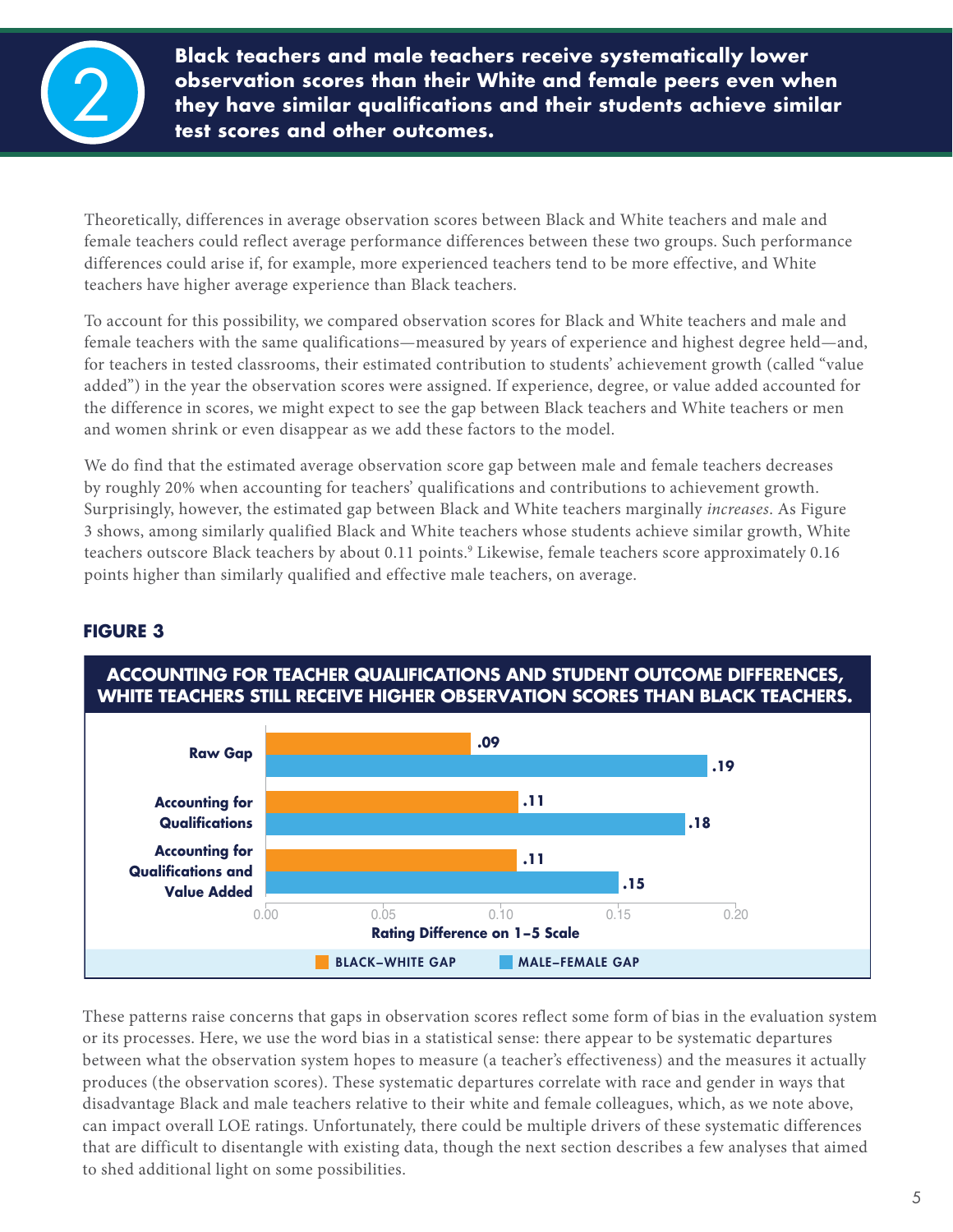## 2 Black teachers and male teachers receive systematically lower observation scores than their White and female peers even when they have similar qualifications and their students achieve similar test scores and other outcomes.

Theoretically, differences in average observation scores between Black and White teachers and male and female teachers could reflect average performance differences between these two groups. Such performance differences could arise if, for example, more experienced teachers tend to be more effective, and White teachers have higher average experience than Black teachers.

To account for this possibility, we compared observation scores for Black and White teachers and male and female teachers with the same qualifications—measured by years of experience and highest degree held—and, for teachers in tested classrooms, their estimated contribution to students' achievement growth (called "value added") in the year the observation scores were assigned. If experience, degree, or value added accounted for the difference in scores, we might expect to see the gap between Black teachers and White teachers or men and women shrink or even disappear as we add these factors to the model.

We do find that the estimated average observation score gap between male and female teachers decreases by roughly 20% when accounting for teachers' qualifications and contributions to achievement growth. Surprisingly, however, the estimated gap between Black and White teachers marginally *increases*. As Figure 3 shows, among similarly qualified Black and White teachers whose students achieve similar growth, White teachers outscore Black teachers by about 0.11 points.[9] Likewise, female teachers score approximately 0.16 points higher than similarly qualified and effective male teachers, on average.

### FIGURE 3

**ACCOUNTING FOR TEACHER QUALIFICATIONS AND STUDENT OUTCOME DIFFERENCES, WHITE TEACHERS STILL RECEIVE HIGHER OBSERVATION SCORES THAN BLACK TEACHERS.**

| | Black–White Gap | Male–Female Gap |
|---|---|---|
| Raw Gap | .09 | .19 |
| Accounting for Qualifications | .11 | .18 |
| Accounting for Qualifications and Value Added | .11 | .15 |

Rating Difference on 1–5 Scale

These patterns raise concerns that gaps in observation scores reflect some form of bias in the evaluation system or its processes. Here, we use the word bias in a statistical sense: there appear to be systematic departures between what the observation system hopes to measure (a teacher's effectiveness) and the measures it actually produces (the observation scores). These systematic departures correlate with race and gender in ways that disadvantage Black and male teachers relative to their white and female colleagues, which, as we note above, can impact overall LOE ratings. Unfortunately, there could be multiple drivers of these systematic differences that are difficult to disentangle with existing data, though the next section describes a few analyses that aimed to shed additional light on some possibilities.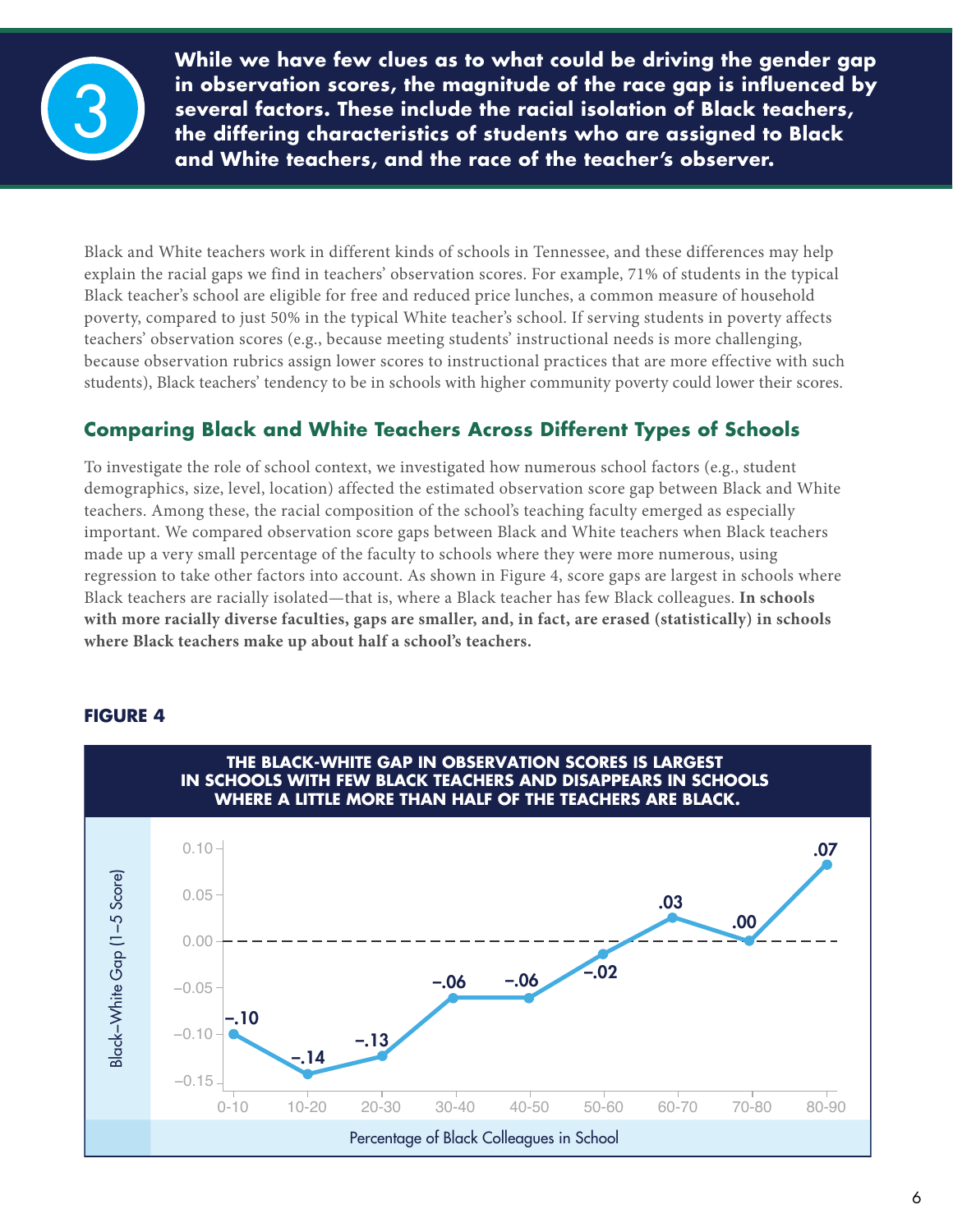**3**

**While we have few clues as to what could be driving the gender gap in observation scores, the magnitude of the race gap is influenced by several factors. These include the racial isolation of Black teachers, the differing characteristics of students who are assigned to Black and White teachers, and the race of the teacher's observer.**

Black and White teachers work in different kinds of schools in Tennessee, and these differences may help explain the racial gaps we find in teachers' observation scores. For example, 71% of students in the typical Black teacher's school are eligible for free and reduced price lunches, a common measure of household poverty, compared to just 50% in the typical White teacher's school. If serving students in poverty affects teachers' observation scores (e.g., because meeting students' instructional needs is more challenging, because observation rubrics assign lower scores to instructional practices that are more effective with such students), Black teachers' tendency to be in schools with higher community poverty could lower their scores.

## Comparing Black and White Teachers Across Different Types of Schools

To investigate the role of school context, we investigated how numerous school factors (e.g., student demographics, size, level, location) affected the estimated observation score gap between Black and White teachers. Among these, the racial composition of the school's teaching faculty emerged as especially important. We compared observation score gaps between Black and White teachers when Black teachers made up a very small percentage of the faculty to schools where they were more numerous, using regression to take other factors into account. As shown in Figure 4, score gaps are largest in schools where Black teachers are racially isolated—that is, where a Black teacher has few Black colleagues. **In schools with more racially diverse faculties, gaps are smaller, and, in fact, are erased (statistically) in schools where Black teachers make up about half a school's teachers.**

**FIGURE 4**

**THE BLACK-WHITE GAP IN OBSERVATION SCORES IS LARGEST IN SCHOOLS WITH FEW BLACK TEACHERS AND DISAPPEARS IN SCHOOLS WHERE A LITTLE MORE THAN HALF OF THE TEACHERS ARE BLACK.**

| Percentage of Black Colleagues in School | Black–White Gap (1–5 Score) |
|---|---|
| 0-10 | −.10 |
| 10-20 | −.14 |
| 20-30 | −.13 |
| 30-40 | −.06 |
| 40-50 | −.06 |
| 50-60 | −.02 |
| 60-70 | .03 |
| 70-80 | .00 |
| 80-90 | .07 |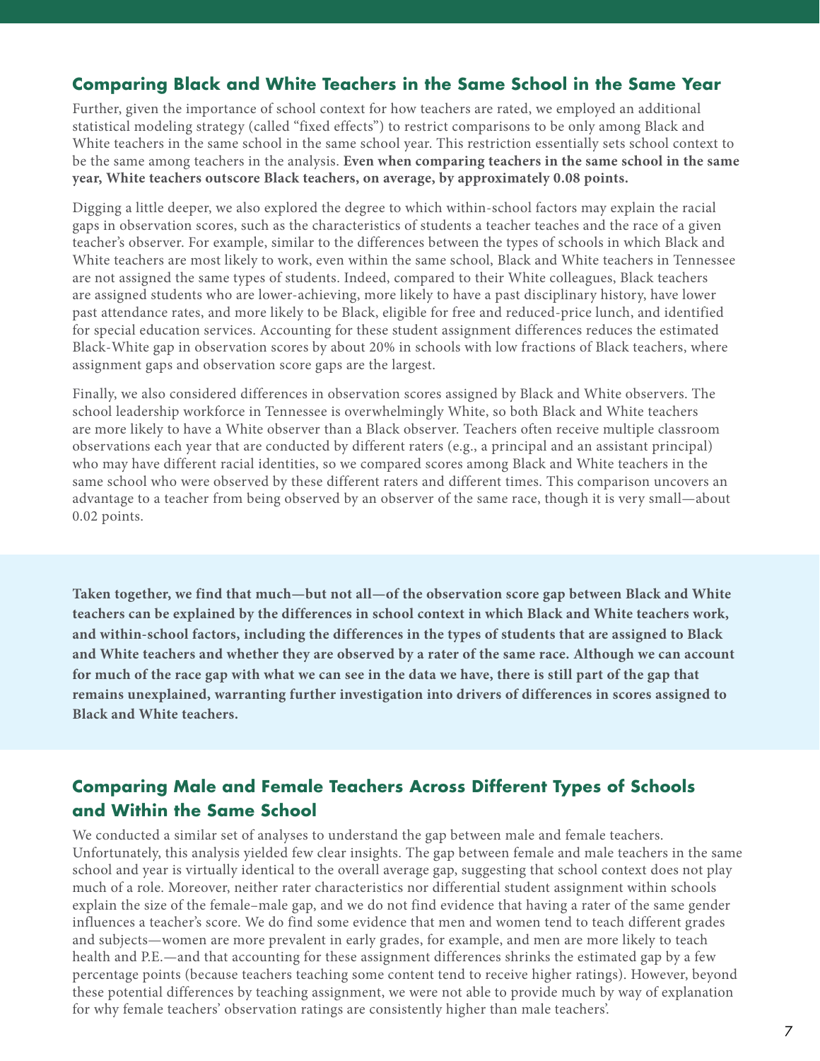## Comparing Black and White Teachers in the Same School in the Same Year

Further, given the importance of school context for how teachers are rated, we employed an additional statistical modeling strategy (called "fixed effects") to restrict comparisons to be only among Black and White teachers in the same school in the same school year. This restriction essentially sets school context to be the same among teachers in the analysis. **Even when comparing teachers in the same school in the same year, White teachers outscore Black teachers, on average, by approximately 0.08 points.**

Digging a little deeper, we also explored the degree to which within-school factors may explain the racial gaps in observation scores, such as the characteristics of students a teacher teaches and the race of a given teacher's observer. For example, similar to the differences between the types of schools in which Black and White teachers are most likely to work, even within the same school, Black and White teachers in Tennessee are not assigned the same types of students. Indeed, compared to their White colleagues, Black teachers are assigned students who are lower-achieving, more likely to have a past disciplinary history, have lower past attendance rates, and more likely to be Black, eligible for free and reduced-price lunch, and identified for special education services. Accounting for these student assignment differences reduces the estimated Black-White gap in observation scores by about 20% in schools with low fractions of Black teachers, where assignment gaps and observation score gaps are the largest.

Finally, we also considered differences in observation scores assigned by Black and White observers. The school leadership workforce in Tennessee is overwhelmingly White, so both Black and White teachers are more likely to have a White observer than a Black observer. Teachers often receive multiple classroom observations each year that are conducted by different raters (e.g., a principal and an assistant principal) who may have different racial identities, so we compared scores among Black and White teachers in the same school who were observed by these different raters and different times. This comparison uncovers an advantage to a teacher from being observed by an observer of the same race, though it is very small—about 0.02 points.

**Taken together, we find that much—but not all—of the observation score gap between Black and White teachers can be explained by the differences in school context in which Black and White teachers work, and within-school factors, including the differences in the types of students that are assigned to Black and White teachers and whether they are observed by a rater of the same race. Although we can account for much of the race gap with what we can see in the data we have, there is still part of the gap that remains unexplained, warranting further investigation into drivers of differences in scores assigned to Black and White teachers.**

## Comparing Male and Female Teachers Across Different Types of Schools and Within the Same School

We conducted a similar set of analyses to understand the gap between male and female teachers. Unfortunately, this analysis yielded few clear insights. The gap between female and male teachers in the same school and year is virtually identical to the overall average gap, suggesting that school context does not play much of a role. Moreover, neither rater characteristics nor differential student assignment within schools explain the size of the female–male gap, and we do not find evidence that having a rater of the same gender influences a teacher's score. We do find some evidence that men and women tend to teach different grades and subjects—women are more prevalent in early grades, for example, and men are more likely to teach health and P.E.—and that accounting for these assignment differences shrinks the estimated gap by a few percentage points (because teachers teaching some content tend to receive higher ratings). However, beyond these potential differences by teaching assignment, we were not able to provide much by way of explanation for why female teachers' observation ratings are consistently higher than male teachers'.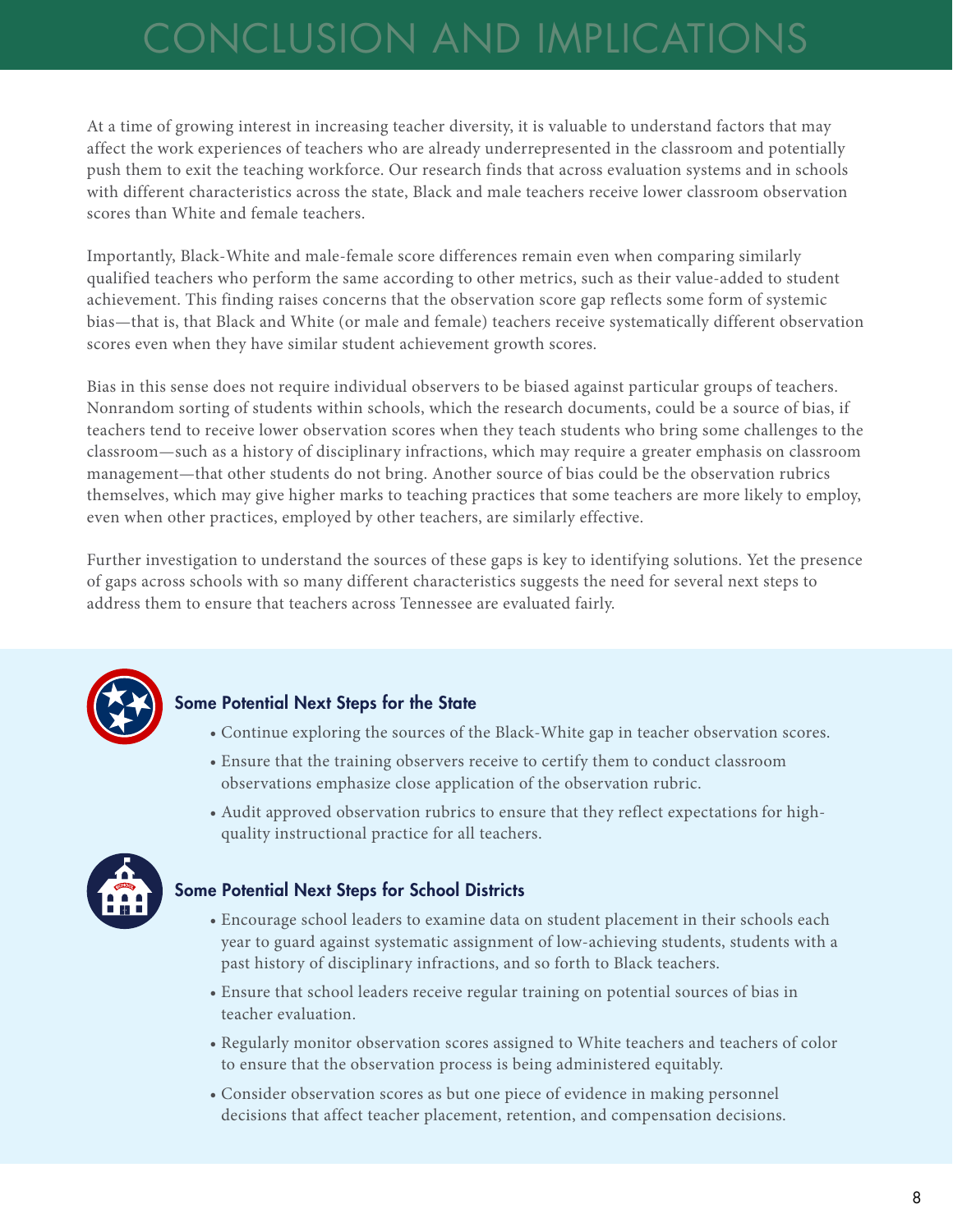# CONCLUSION AND IMPLICATIONS

At a time of growing interest in increasing teacher diversity, it is valuable to understand factors that may affect the work experiences of teachers who are already underrepresented in the classroom and potentially push them to exit the teaching workforce. Our research finds that across evaluation systems and in schools with different characteristics across the state, Black and male teachers receive lower classroom observation scores than White and female teachers.

Importantly, Black-White and male-female score differences remain even when comparing similarly qualified teachers who perform the same according to other metrics, such as their value-added to student achievement. This finding raises concerns that the observation score gap reflects some form of systemic bias—that is, that Black and White (or male and female) teachers receive systematically different observation scores even when they have similar student achievement growth scores.

Bias in this sense does not require individual observers to be biased against particular groups of teachers. Nonrandom sorting of students within schools, which the research documents, could be a source of bias, if teachers tend to receive lower observation scores when they teach students who bring some challenges to the classroom—such as a history of disciplinary infractions, which may require a greater emphasis on classroom management—that other students do not bring. Another source of bias could be the observation rubrics themselves, which may give higher marks to teaching practices that some teachers are more likely to employ, even when other practices, employed by other teachers, are similarly effective.

Further investigation to understand the sources of these gaps is key to identifying solutions. Yet the presence of gaps across schools with so many different characteristics suggests the need for several next steps to address them to ensure that teachers across Tennessee are evaluated fairly.

### Some Potential Next Steps for the State

- Continue exploring the sources of the Black-White gap in teacher observation scores.
- Ensure that the training observers receive to certify them to conduct classroom observations emphasize close application of the observation rubric.
- Audit approved observation rubrics to ensure that they reflect expectations for high-quality instructional practice for all teachers.

### Some Potential Next Steps for School Districts

- Encourage school leaders to examine data on student placement in their schools each year to guard against systematic assignment of low-achieving students, students with a past history of disciplinary infractions, and so forth to Black teachers.
- Ensure that school leaders receive regular training on potential sources of bias in teacher evaluation.
- Regularly monitor observation scores assigned to White teachers and teachers of color to ensure that the observation process is being administered equitably.
- Consider observation scores as but one piece of evidence in making personnel decisions that affect teacher placement, retention, and compensation decisions.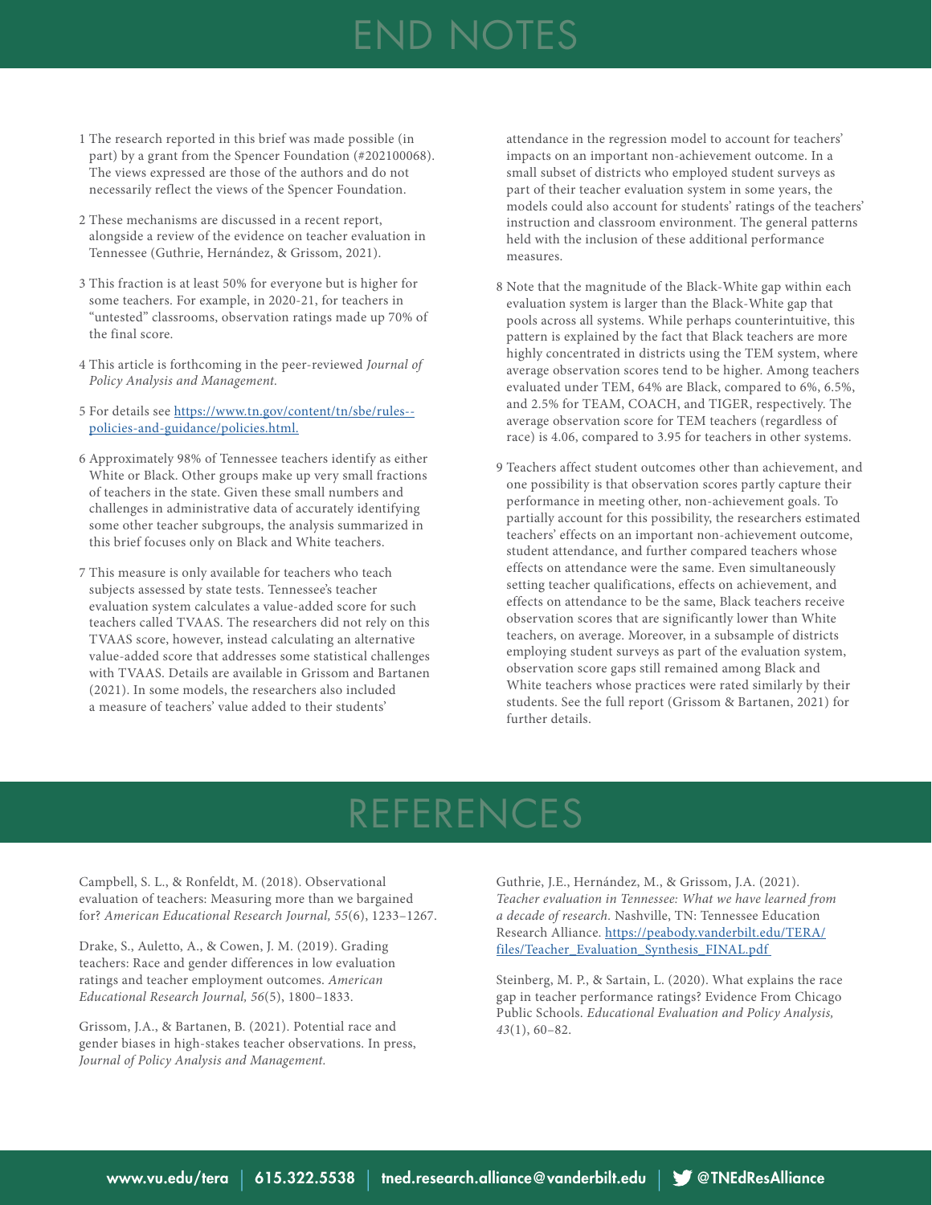# END NOTES

1 The research reported in this brief was made possible (in part) by a grant from the Spencer Foundation (#202100068). The views expressed are those of the authors and do not necessarily reflect the views of the Spencer Foundation.

2 These mechanisms are discussed in a recent report, alongside a review of the evidence on teacher evaluation in Tennessee (Guthrie, Hernández, & Grissom, 2021).

3 This fraction is at least 50% for everyone but is higher for some teachers. For example, in 2020-21, for teachers in "untested" classrooms, observation ratings made up 70% of the final score.

4 This article is forthcoming in the peer-reviewed *Journal of Policy Analysis and Management.*

5 For details see [https://www.tn.gov/content/tn/sbe/rules--policies-and-guidance/policies.html.](https://www.tn.gov/content/tn/sbe/rules--policies-and-guidance/policies.html)

6 Approximately 98% of Tennessee teachers identify as either White or Black. Other groups make up very small fractions of teachers in the state. Given these small numbers and challenges in administrative data of accurately identifying some other teacher subgroups, the analysis summarized in this brief focuses only on Black and White teachers.

7 This measure is only available for teachers who teach subjects assessed by state tests. Tennessee's teacher evaluation system calculates a value-added score for such teachers called TVAAS. The researchers did not rely on this TVAAS score, however, instead calculating an alternative value-added score that addresses some statistical challenges with TVAAS. Details are available in Grissom and Bartanen (2021). In some models, the researchers also included a measure of teachers' value added to their students' attendance in the regression model to account for teachers' impacts on an important non-achievement outcome. In a small subset of districts who employed student surveys as part of their teacher evaluation system in some years, the models could also account for students' ratings of the teachers' instruction and classroom environment. The general patterns held with the inclusion of these additional performance measures.

8 Note that the magnitude of the Black-White gap within each evaluation system is larger than the Black-White gap that pools across all systems. While perhaps counterintuitive, this pattern is explained by the fact that Black teachers are more highly concentrated in districts using the TEM system, where average observation scores tend to be higher. Among teachers evaluated under TEM, 64% are Black, compared to 6%, 6.5%, and 2.5% for TEAM, COACH, and TIGER, respectively. The average observation score for TEM teachers (regardless of race) is 4.06, compared to 3.95 for teachers in other systems.

9 Teachers affect student outcomes other than achievement, and one possibility is that observation scores partly capture their performance in meeting other, non-achievement goals. To partially account for this possibility, the researchers estimated teachers' effects on an important non-achievement outcome, student attendance, and further compared teachers whose effects on attendance were the same. Even simultaneously setting teacher qualifications, effects on achievement, and effects on attendance to be the same, Black teachers receive observation scores that are significantly lower than White teachers, on average. Moreover, in a subsample of districts employing student surveys as part of the evaluation system, observation score gaps still remained among Black and White teachers whose practices were rated similarly by their students. See the full report (Grissom & Bartanen, 2021) for further details.

# REFERENCES

Campbell, S. L., & Ronfeldt, M. (2018). Observational evaluation of teachers: Measuring more than we bargained for? *American Educational Research Journal, 55*(6), 1233–1267.

Drake, S., Auletto, A., & Cowen, J. M. (2019). Grading teachers: Race and gender differences in low evaluation ratings and teacher employment outcomes. *American Educational Research Journal, 56*(5), 1800–1833.

Grissom, J.A., & Bartanen, B. (2021). Potential race and gender biases in high-stakes teacher observations. In press, *Journal of Policy Analysis and Management.*

Guthrie, J.E., Hernández, M., & Grissom, J.A. (2021). *Teacher evaluation in Tennessee: What we have learned from a decade of research.* Nashville, TN: Tennessee Education Research Alliance. [https://peabody.vanderbilt.edu/TERA/files/Teacher_Evaluation_Synthesis_FINAL.pdf](https://peabody.vanderbilt.edu/TERA/files/Teacher_Evaluation_Synthesis_FINAL.pdf)

Steinberg, M. P., & Sartain, L. (2020). What explains the race gap in teacher performance ratings? Evidence From Chicago Public Schools. *Educational Evaluation and Policy Analysis, 43*(1), 60–82.

www.vu.edu/tera | 615.322.5538 | tned.research.alliance@vanderbilt.edu | @TNEdResAlliance